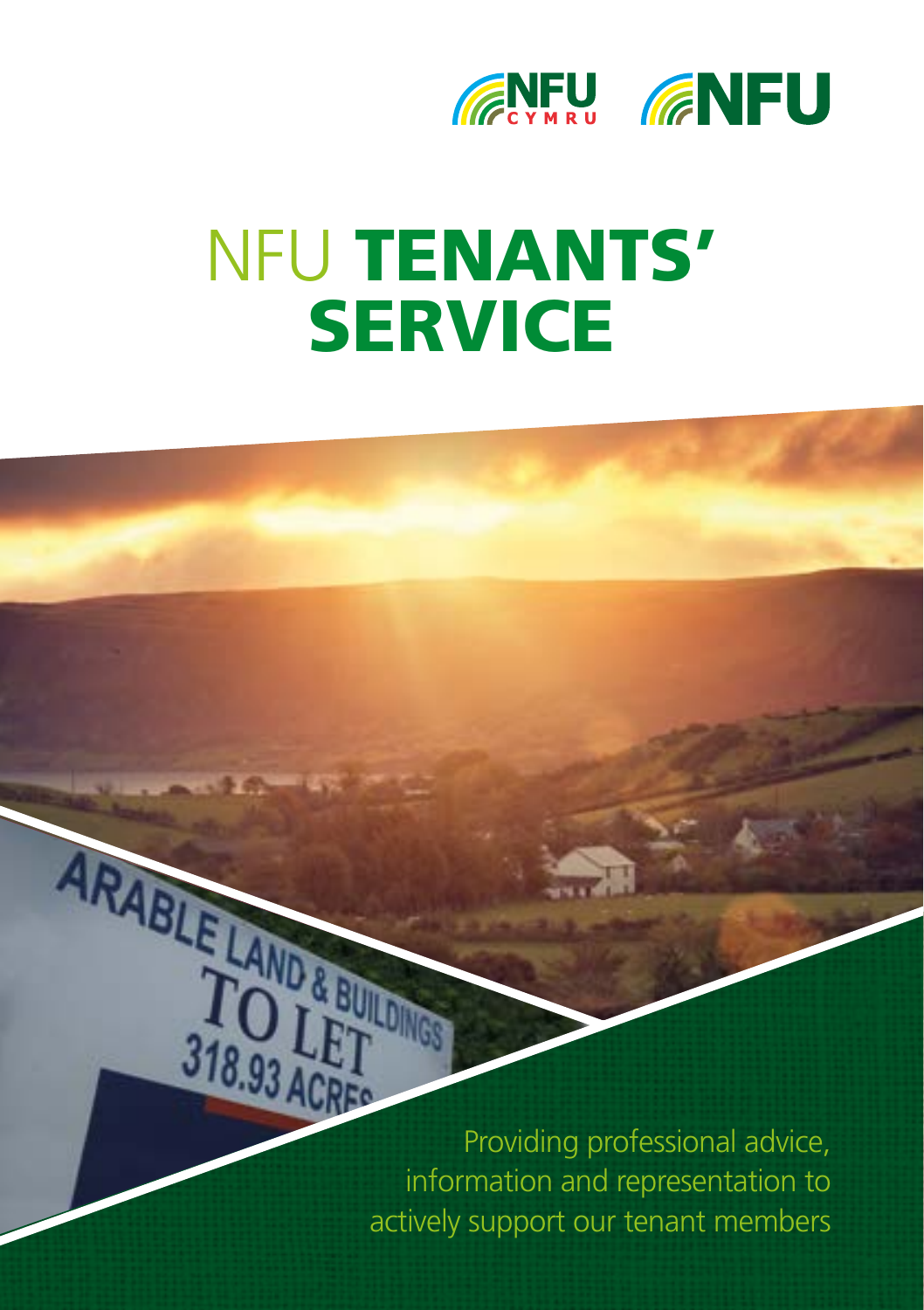# NFU TENANTS' SERVICE

Providing professional advice, information and representation to actively support our tenant members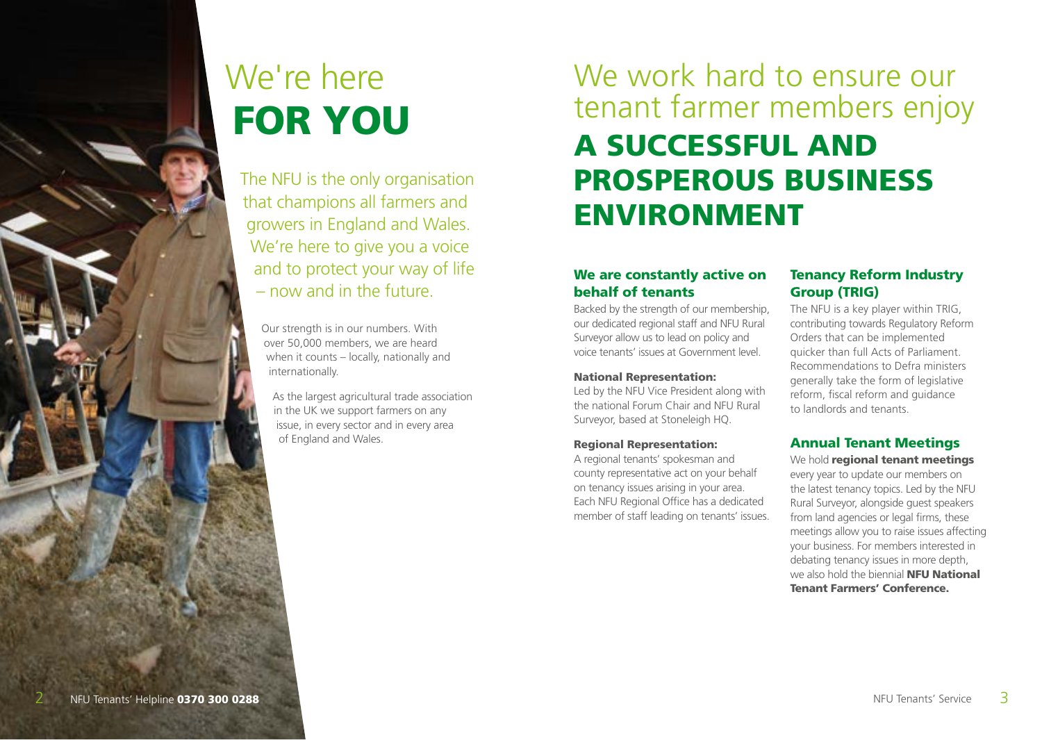# We're here **FOR YOU**

The NFU is the only organisation that champions all farmers and growers in England and Wales. We're here to give you a voice and to protect your way of life – now and in the future.

Our strength is in our numbers. With over 50,000 members, we are heard when it counts – locally, nationally and internationally.

As the largest agricultural trade association in the UK we support farmers on any issue, in every sector and in every area of England and Wales.

# We work hard to ensure our tenant farmer members enjoy **A SUCCESSFUL AND PROSPEROUS BUSINESS ENVIRONMENT**

## We are constantly active on behalf of tenants

Backed by the strength of our membership, our dedicated regional staff and NFU Rural Surveyor allow us to lead on policy and voice tenants' issues at Government level.

**National Representation:**
Led by the NFU Vice President along with the national Forum Chair and NFU Rural Surveyor, based at Stoneleigh HQ.

**Regional Representation:**
A regional tenants' spokesman and county representative act on your behalf on tenancy issues arising in your area. Each NFU Regional Office has a dedicated member of staff leading on tenants' issues.

## Tenancy Reform Industry Group (TRIG)

The NFU is a key player within TRIG, contributing towards Regulatory Reform Orders that can be implemented quicker than full Acts of Parliament. Recommendations to Defra ministers generally take the form of legislative reform, fiscal reform and guidance to landlords and tenants.

## Annual Tenant Meetings

We hold **regional tenant meetings** every year to update our members on the latest tenancy topics. Led by the NFU Rural Surveyor, alongside guest speakers from land agencies or legal firms, these meetings allow you to raise issues affecting your business. For members interested in debating tenancy issues in more depth, we also hold the biennial **NFU National Tenant Farmers' Conference.**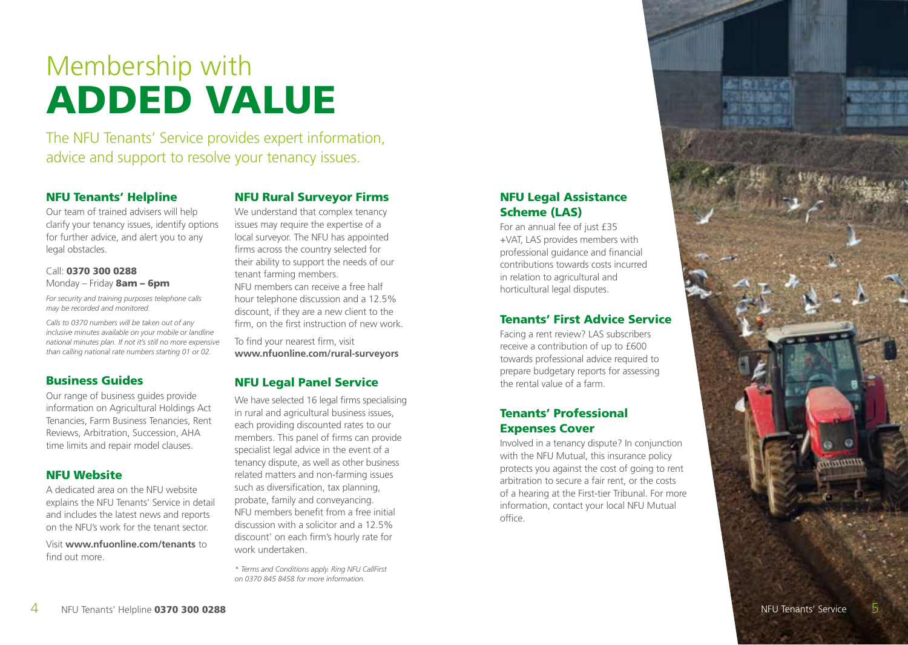# Membership with ADDED VALUE

The NFU Tenants' Service provides expert information, advice and support to resolve your tenancy issues.

## NFU Tenants' Helpline

Our team of trained advisers will help clarify your tenancy issues, identify options for further advice, and alert you to any legal obstacles.

Call: **0370 300 0288**
Monday – Friday **8am – 6pm**

*For security and training purposes telephone calls may be recorded and monitored.*

*Calls to 0370 numbers will be taken out of any inclusive minutes available on your mobile or landline national minutes plan. If not it's still no more expensive than calling national rate numbers starting 01 or 02.*

## Business Guides

Our range of business guides provide information on Agricultural Holdings Act Tenancies, Farm Business Tenancies, Rent Reviews, Arbitration, Succession, AHA time limits and repair model clauses.

## NFU Website

A dedicated area on the NFU website explains the NFU Tenants' Service in detail and includes the latest news and reports on the NFU's work for the tenant sector.

Visit **www.nfuonline.com/tenants** to find out more.

## NFU Rural Surveyor Firms

We understand that complex tenancy issues may require the expertise of a local surveyor. The NFU has appointed firms across the country selected for their ability to support the needs of our tenant farming members.
NFU members can receive a free half hour telephone discussion and a 12.5% discount, if they are a new client to the firm, on the first instruction of new work.

To find your nearest firm, visit **www.nfuonline.com/rural-surveyors**

## NFU Legal Panel Service

We have selected 16 legal firms specialising in rural and agricultural business issues, each providing discounted rates to our members. This panel of firms can provide specialist legal advice in the event of a tenancy dispute, as well as other business related matters and non-farming issues such as diversification, tax planning, probate, family and conveyancing.
NFU members benefit from a free initial discussion with a solicitor and a 12.5% discount* on each firm's hourly rate for work undertaken.

*\* Terms and Conditions apply. Ring NFU CallFirst on 0370 845 8458 for more information.*

## NFU Legal Assistance Scheme (LAS)

For an annual fee of just £35 +VAT, LAS provides members with professional guidance and financial contributions towards costs incurred in relation to agricultural and horticultural legal disputes.

## Tenants' First Advice Service

Facing a rent review? LAS subscribers receive a contribution of up to £600 towards professional advice required to prepare budgetary reports for assessing the rental value of a farm.

## Tenants' Professional Expenses Cover

Involved in a tenancy dispute? In conjunction with the NFU Mutual, this insurance policy protects you against the cost of going to rent arbitration to secure a fair rent, or the costs of a hearing at the First-tier Tribunal. For more information, contact your local NFU Mutual office.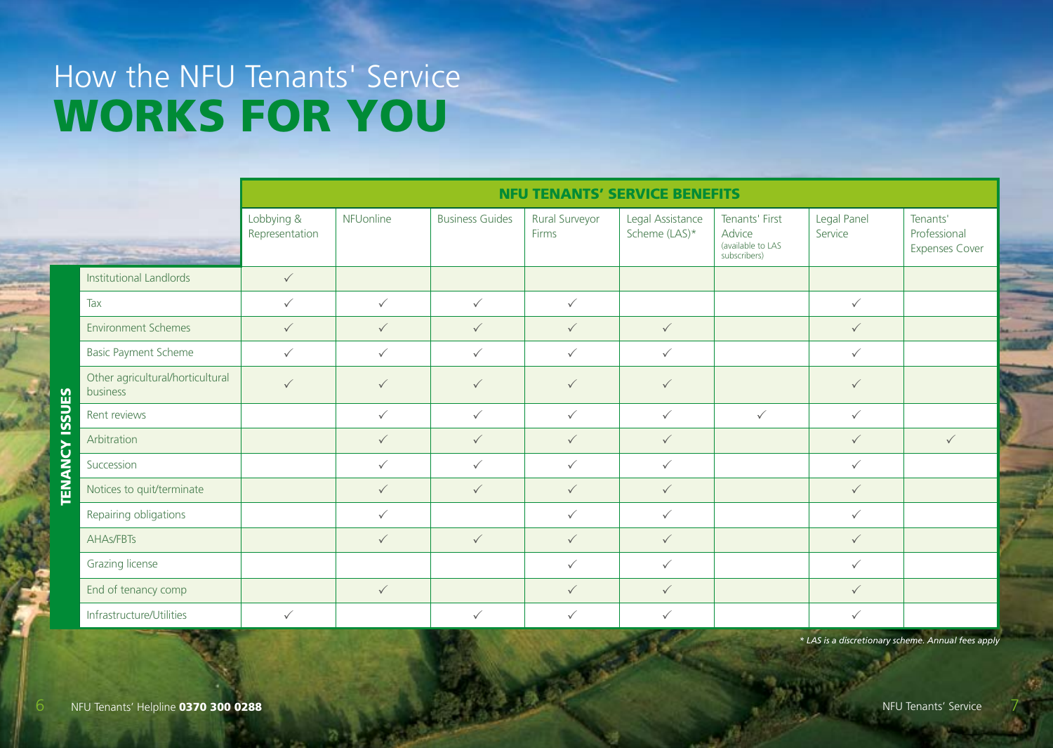# How the NFU Tenants' Service **WORKS FOR YOU**

| TENANCY ISSUES | NFU TENANTS' SERVICE BENEFITS | | | | | | | |
|---|---|---|---|---|---|---|---|---|
| | Lobbying & Representation | NFUonline | Business Guides | Rural Surveyor Firms | Legal Assistance Scheme (LAS)* | Tenants' First Advice (available to LAS subscribers) | Legal Panel Service | Tenants' Professional Expenses Cover |
| Institutional Landlords | ✓ | | | | | | | |
| Tax | ✓ | ✓ | ✓ | ✓ | | | ✓ | |
| Environment Schemes | ✓ | ✓ | ✓ | ✓ | ✓ | | ✓ | |
| Basic Payment Scheme | ✓ | ✓ | ✓ | ✓ | ✓ | | ✓ | |
| Other agricultural/horticultural business | ✓ | ✓ | ✓ | ✓ | ✓ | | ✓ | |
| Rent reviews | | ✓ | ✓ | ✓ | ✓ | ✓ | ✓ | |
| Arbitration | | ✓ | ✓ | ✓ | ✓ | | ✓ | ✓ |
| Succession | | ✓ | ✓ | ✓ | ✓ | | ✓ | |
| Notices to quit/terminate | | ✓ | ✓ | ✓ | ✓ | | ✓ | |
| Repairing obligations | | ✓ | | ✓ | ✓ | | ✓ | |
| AHAs/FBTs | | ✓ | ✓ | ✓ | ✓ | | ✓ | |
| Grazing license | | | | ✓ | ✓ | | ✓ | |
| End of tenancy comp | | ✓ | | ✓ | ✓ | | ✓ | |
| Infrastructure/Utilities | ✓ | | ✓ | ✓ | ✓ | | ✓ | |

*\* LAS is a discretionary scheme. Annual fees apply*

NFU Tenants' Helpline **0370 300 0288**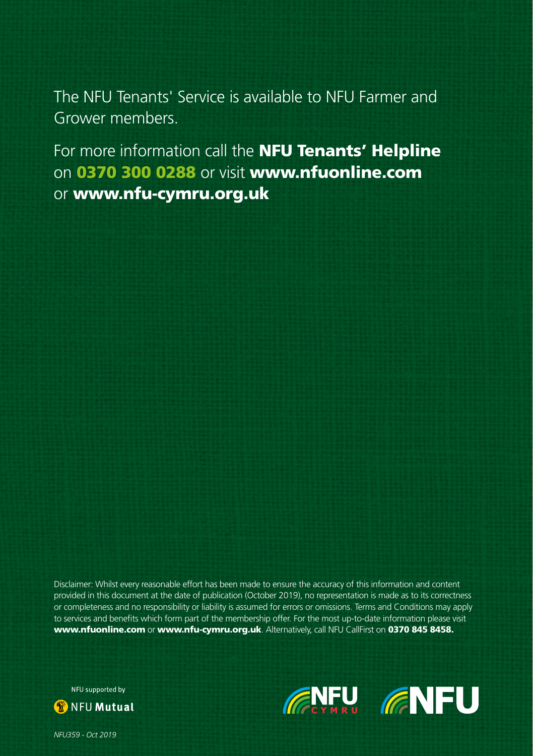The NFU Tenants' Service is available to NFU Farmer and Grower members.

For more information call the **NFU Tenants' Helpline** on **0370 300 0288** or visit **www.nfuonline.com** or **www.nfu-cymru.org.uk**

Disclaimer: Whilst every reasonable effort has been made to ensure the accuracy of this information and content provided in this document at the date of publication (October 2019), no representation is made as to its correctness or completeness and no responsibility or liability is assumed for errors or omissions. Terms and Conditions may apply to services and benefits which form part of the membership offer. For the most up-to-date information please visit **www.nfuonline.com** or **www.nfu-cymru.org.uk**. Alternatively, call NFU CallFirst on **0370 845 8458.**

NFU supported by

NFU **Mutual**

NFU CYMRU

NFU

*NFU359 - Oct 2019*